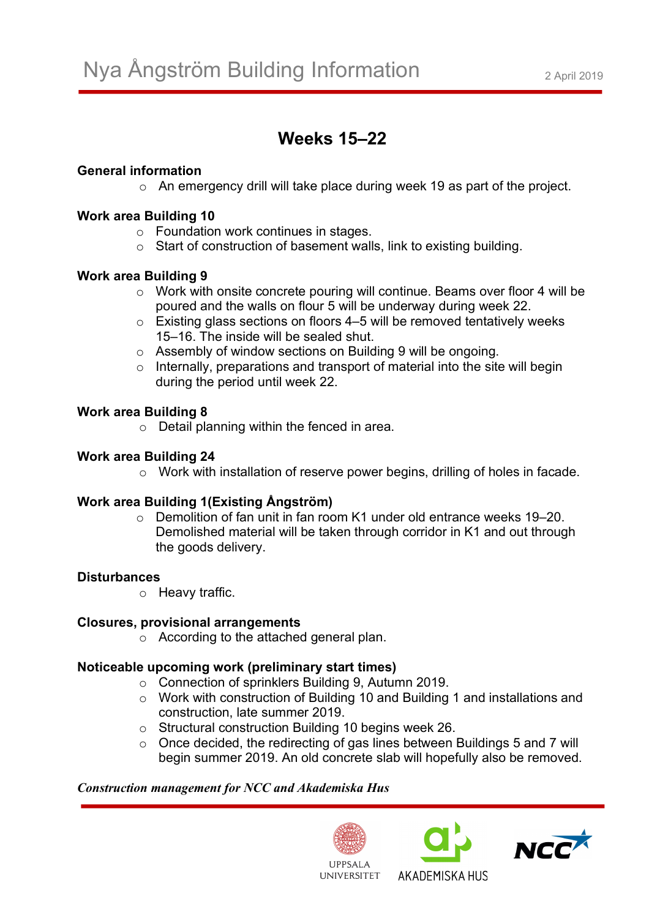# Nya Ångström Building Information

2 April 2019

## Weeks 15–22

**General information**

- An emergency drill will take place during week 19 as part of the project.

**Work area Building 10**

- Foundation work continues in stages.
- Start of construction of basement walls, link to existing building.

**Work area Building 9**

- Work with onsite concrete pouring will continue. Beams over floor 4 will be poured and the walls on flour 5 will be underway during week 22.
- Existing glass sections on floors 4–5 will be removed tentatively weeks 15–16. The inside will be sealed shut.
- Assembly of window sections on Building 9 will be ongoing.
- Internally, preparations and transport of material into the site will begin during the period until week 22.

**Work area Building 8**

- Detail planning within the fenced in area.

**Work area Building 24**

- Work with installation of reserve power begins, drilling of holes in facade.

**Work area Building 1(Existing Ångström)**

- Demolition of fan unit in fan room K1 under old entrance weeks 19–20. Demolished material will be taken through corridor in K1 and out through the goods delivery.

**Disturbances**

- Heavy traffic.

**Closures, provisional arrangements**

- According to the attached general plan.

**Noticeable upcoming work (preliminary start times)**

- Connection of sprinklers Building 9, Autumn 2019.
- Work with construction of Building 10 and Building 1 and installations and construction, late summer 2019.
- Structural construction Building 10 begins week 26.
- Once decided, the redirecting of gas lines between Buildings 5 and 7 will begin summer 2019. An old concrete slab will hopefully also be removed.

***Construction management for NCC and Akademiska Hus***

UPPSALA UNIVERSITET AKADEMISKA HUS NCC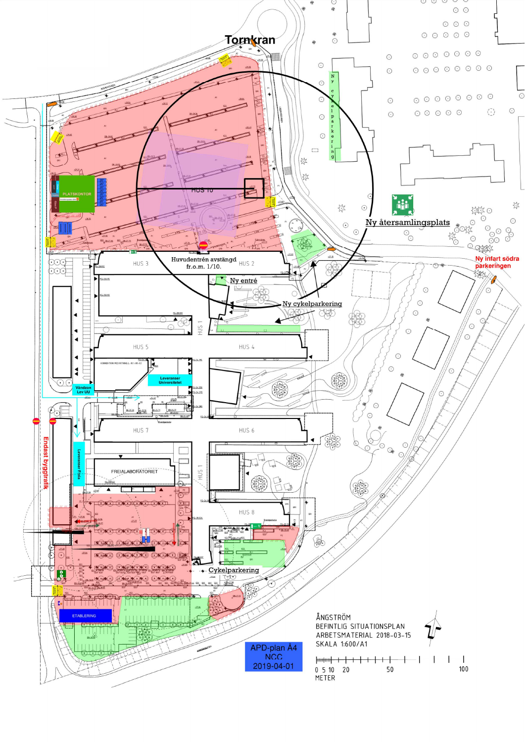Tornkran

PLATSKONTOR

HUS 10

Huvudentrén avstängd fr.o.m. 1/10.

HUS 3

HUS 2

Ny entré

Ny cykelparkering

Ny cykelparkering

Ny återsamlingsplats

Ny infart södra parkeringen

HUS 1

HUS 5

HUS 4

Leveranser Universitetet

Vändzon Lev UU

Endast byggtrafik

HUS 7

HUS 6

Leveranser Freia

FREIALABORATORIET

HUS 1

HUS 8

Cykelparkering

ETABLERING

APD-plan A4
NCC
2019-04-01

ÅNGSTRÖM
BEFINTLIG SITUATIONSPLAN
ARBETSMATERIAL 2018-03-15
SKALA 1:600/A1

0 5 10 20 50 100
METER